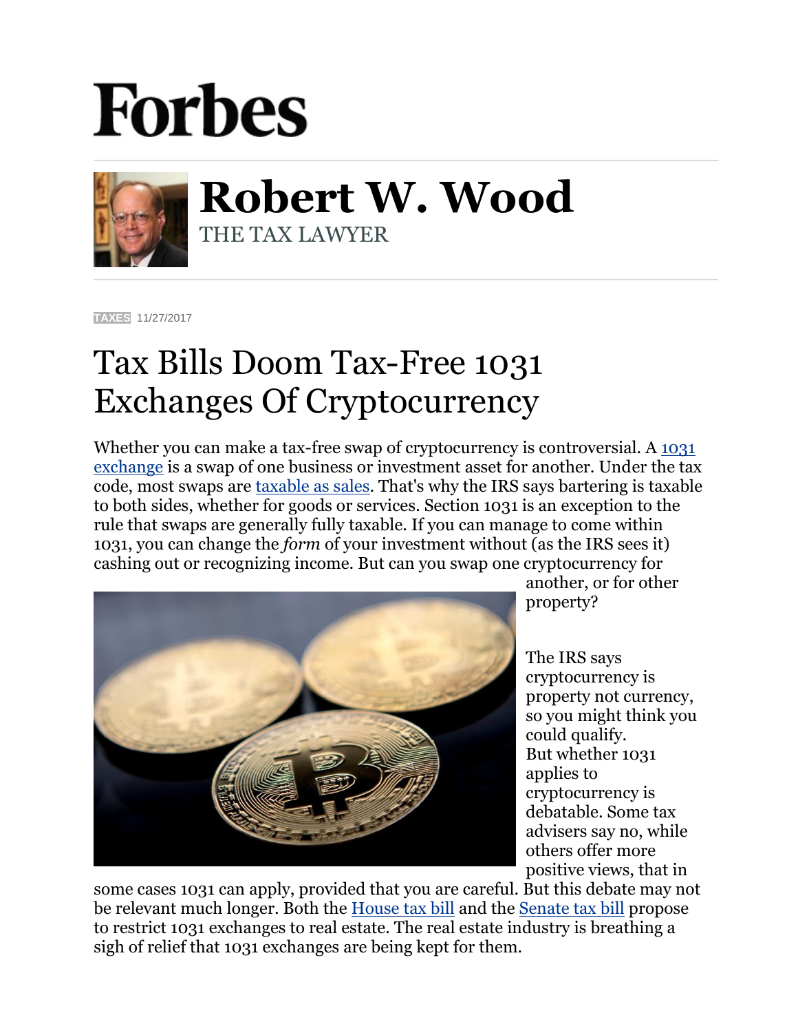# Forbes

## Robert W. Wood

THE TAX LAWYER

TAXES 11/27/2017

# Tax Bills Doom Tax-Free 1031 Exchanges Of Cryptocurrency

Whether you can make a tax-free swap of cryptocurrency is controversial. A 1031 exchange is a swap of one business or investment asset for another. Under the tax code, most swaps are taxable as sales. That's why the IRS says bartering is taxable to both sides, whether for goods or services. Section 1031 is an exception to the rule that swaps are generally fully taxable. If you can manage to come within 1031, you can change the *form* of your investment without (as the IRS sees it) cashing out or recognizing income. But can you swap one cryptocurrency for another, or for other property?

The IRS says cryptocurrency is property not currency, so you might think you could qualify. But whether 1031 applies to cryptocurrency is debatable. Some tax advisers say no, while others offer more positive views, that in some cases 1031 can apply, provided that you are careful. But this debate may not be relevant much longer. Both the House tax bill and the Senate tax bill propose to restrict 1031 exchanges to real estate. The real estate industry is breathing a sigh of relief that 1031 exchanges are being kept for them.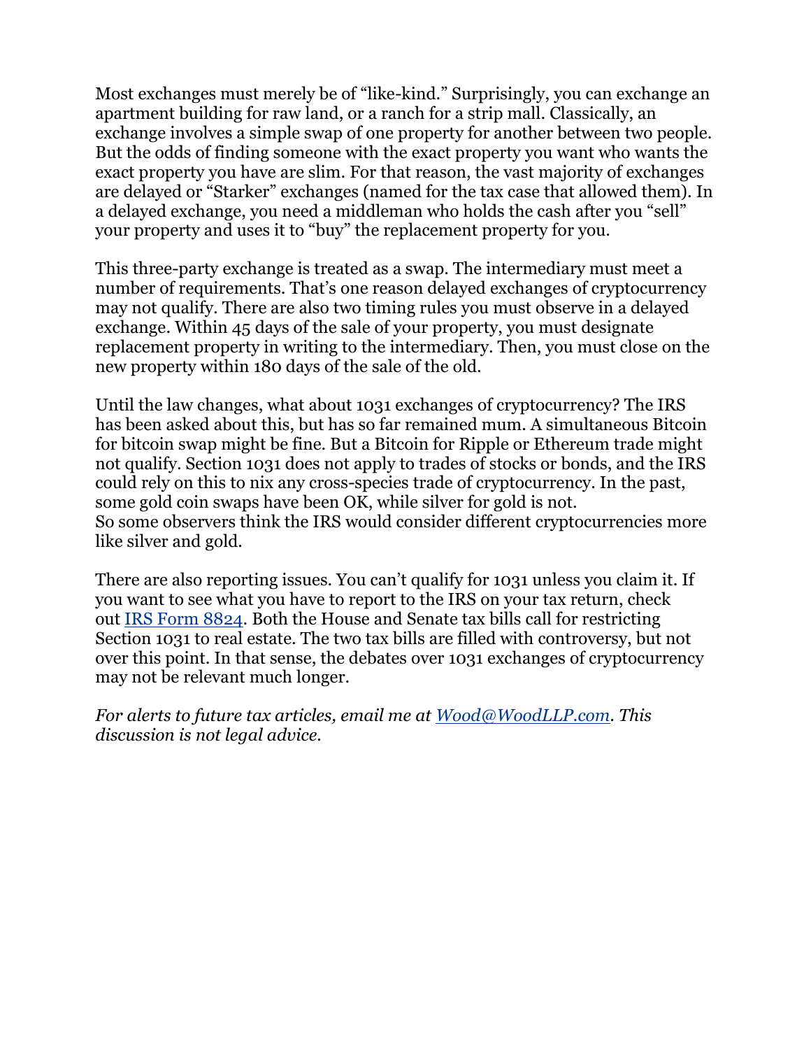Most exchanges must merely be of "like-kind." Surprisingly, you can exchange an apartment building for raw land, or a ranch for a strip mall. Classically, an exchange involves a simple swap of one property for another between two people. But the odds of finding someone with the exact property you want who wants the exact property you have are slim. For that reason, the vast majority of exchanges are delayed or "Starker" exchanges (named for the tax case that allowed them). In a delayed exchange, you need a middleman who holds the cash after you "sell" your property and uses it to "buy" the replacement property for you.

This three-party exchange is treated as a swap. The intermediary must meet a number of requirements. That's one reason delayed exchanges of cryptocurrency may not qualify. There are also two timing rules you must observe in a delayed exchange. Within 45 days of the sale of your property, you must designate replacement property in writing to the intermediary. Then, you must close on the new property within 180 days of the sale of the old.

Until the law changes, what about 1031 exchanges of cryptocurrency? The IRS has been asked about this, but has so far remained mum. A simultaneous Bitcoin for bitcoin swap might be fine. But a Bitcoin for Ripple or Ethereum trade might not qualify. Section 1031 does not apply to trades of stocks or bonds, and the IRS could rely on this to nix any cross-species trade of cryptocurrency. In the past, some gold coin swaps have been OK, while silver for gold is not.
So some observers think the IRS would consider different cryptocurrencies more like silver and gold.

There are also reporting issues. You can't qualify for 1031 unless you claim it. If you want to see what you have to report to the IRS on your tax return, check out [IRS Form 8824](). Both the House and Senate tax bills call for restricting Section 1031 to real estate. The two tax bills are filled with controversy, but not over this point. In that sense, the debates over 1031 exchanges of cryptocurrency may not be relevant much longer.

*For alerts to future tax articles, email me at [Wood@WoodLLP.com](mailto:Wood@WoodLLP.com). This discussion is not legal advice.*